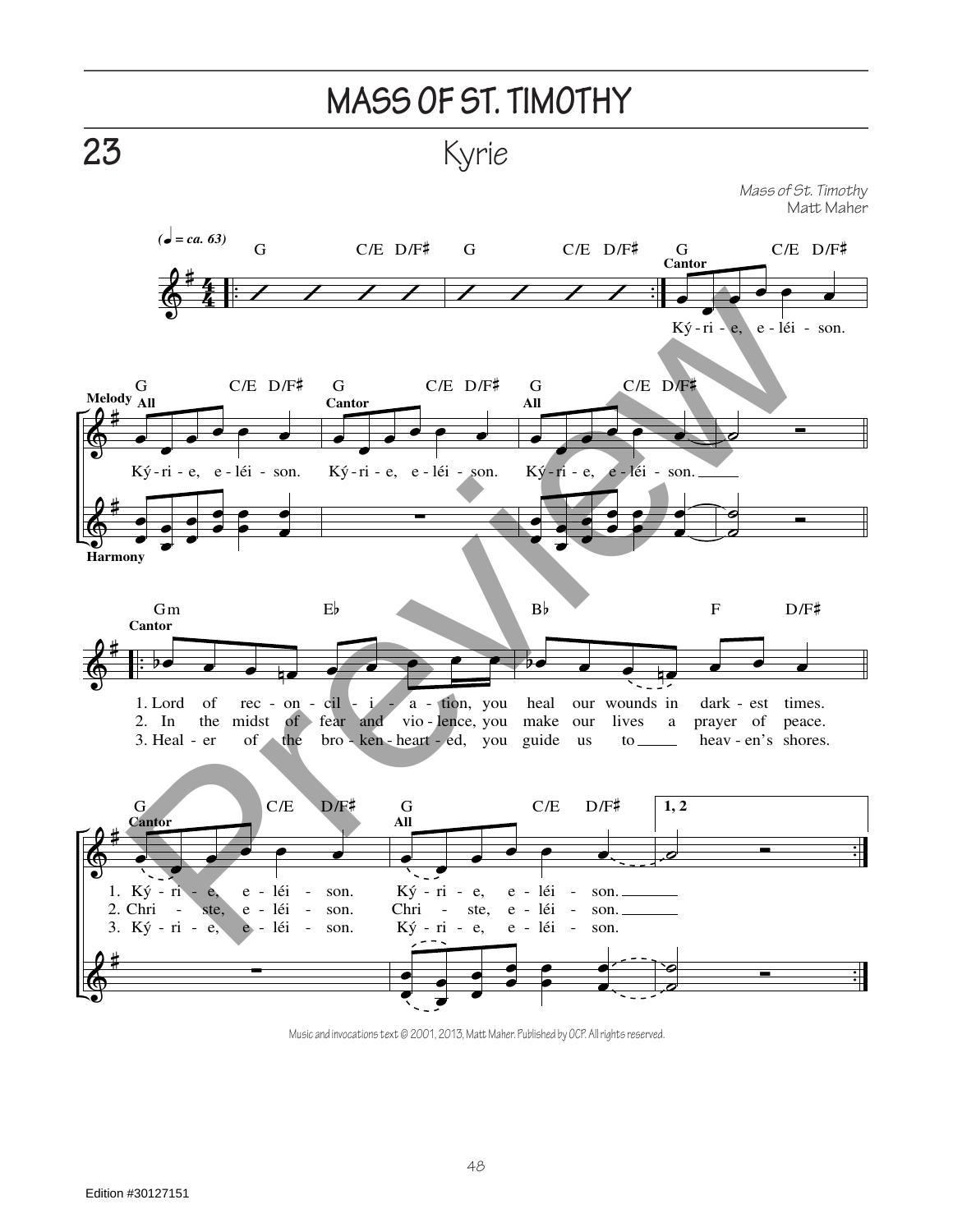# MASS OF ST. TIMOTHY

## 23 Kyrie

*Mass of St. Timothy*
Matt Maher

(♩ = ca. 63)

Cantor: Ký - ri - e, e - léi - son.

All: Ký - ri - e, e - léi - son.
Cantor: Ký - ri - e, e - léi - son.
All: Ký - ri - e, e - léi - son.

1. Lord of rec - on - cil - i - a - tion, you heal our wounds in dark - est times.
2. In the midst of fear and vio - lence, you make our lives a prayer of peace.
3. Heal - er of the bro - ken - heart - ed, you guide us to heav - en's shores.

1. Ký - ri - e, e - léi - son. Ký - ri - e, e - léi - son.
2. Chri - ste, e - léi - son. Chri - ste, e - léi - son.
3. Ký - ri - e, e - léi - son. Ký - ri - e, e - léi - son.

Music and invocations text © 2001, 2013, Matt Maher. Published by OCP. All rights reserved.

Edition #30127151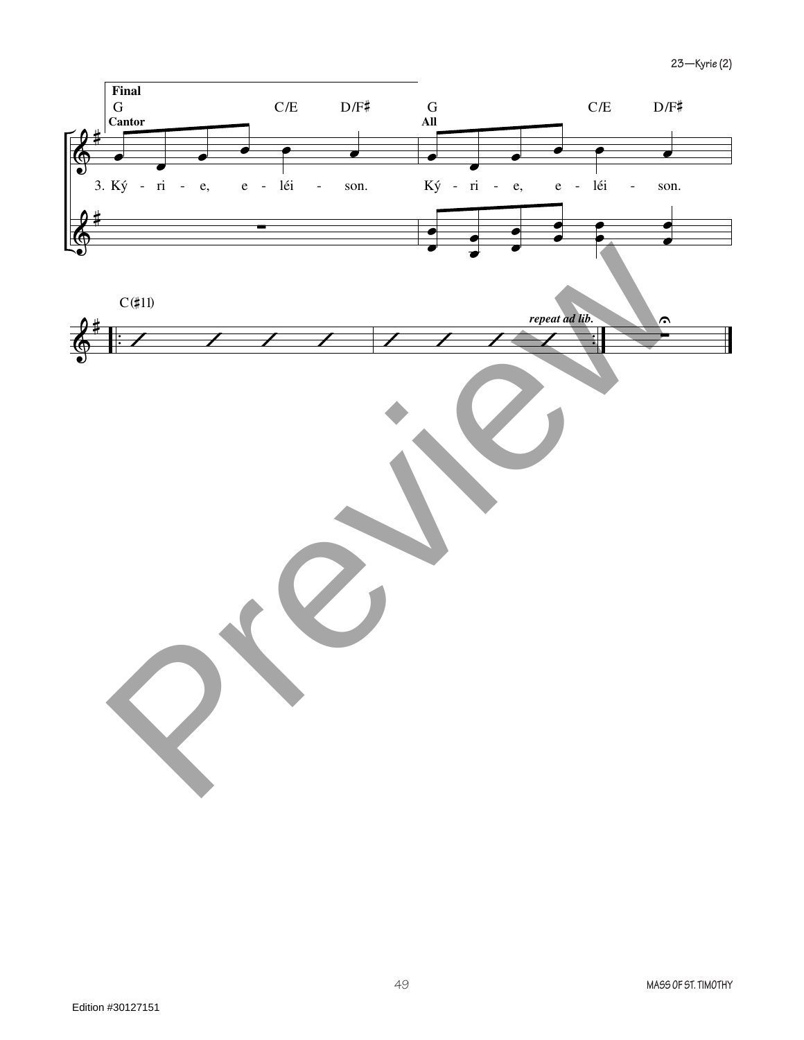Final

G C/E D/F♯ G C/E D/F♯

Cantor All

3. Ký - ri - e, e - léi - son. Ký - ri - e, e - léi - son.

C(♯11)

*repeat ad lib.*

Edition #30127151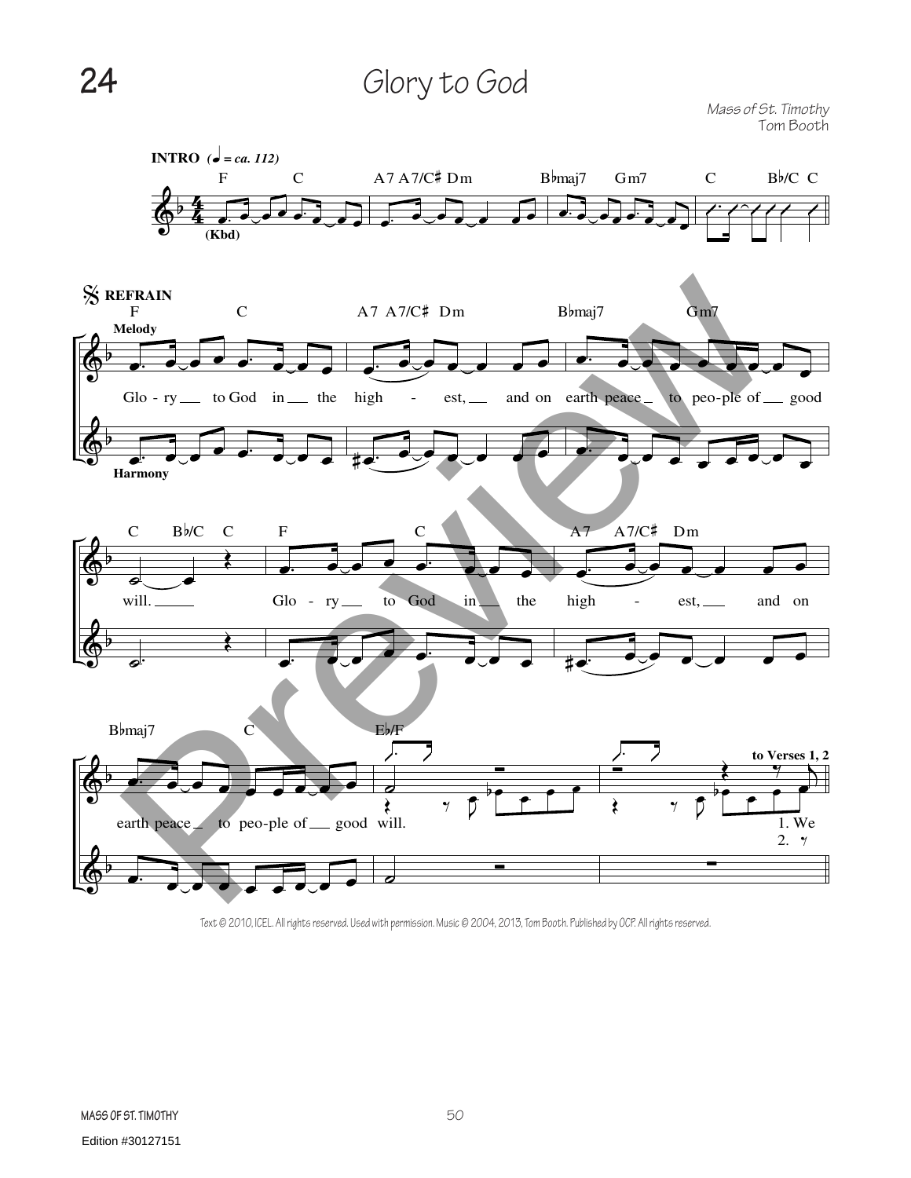# 24 Glory to God

*Mass of St. Timothy*
*Tom Booth*

**INTRO** (♩ = ca. 112)

F C A7 A7/C♯ Dm B♭maj7 Gm7 C B♭/C C

(Kbd)

**REFRAIN**

F C A7 A7/C♯ Dm B♭maj7 Gm7

Melody

Glo - ry to God in the high - est, and on earth peace to peo-ple of good

Harmony

C B♭/C C F C A7 A7/C♯ Dm

will. Glo - ry to God in the high - est, and on

B♭maj7 C E♭/F

earth peace to peo-ple of good will.

to Verses 1, 2

1. We
2.

Text © 2010, ICEL. All rights reserved. Used with permission. Music © 2004, 2013, Tom Booth. Published by OCP. All rights reserved.

Edition #30127151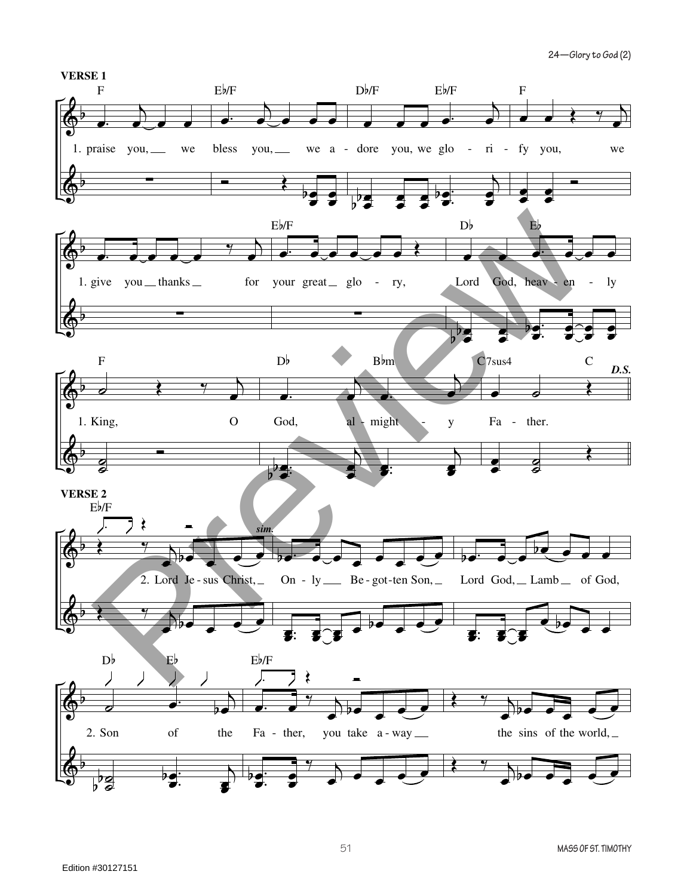**VERSE 1**

1. praise you, we bless you, we a - dore you, we glo - ri - fy you, we

1. give you thanks for your great glo - ry, Lord God, heav - en - ly

1. King, O God, al - might - y Fa - ther.

*D.S.*

**VERSE 2**

2. Lord Je - sus Christ, On - ly Be - got - ten Son, Lord God, Lamb of God,

2. Son of the Fa - ther, you take a - way the sins of the world,

Edition #30127151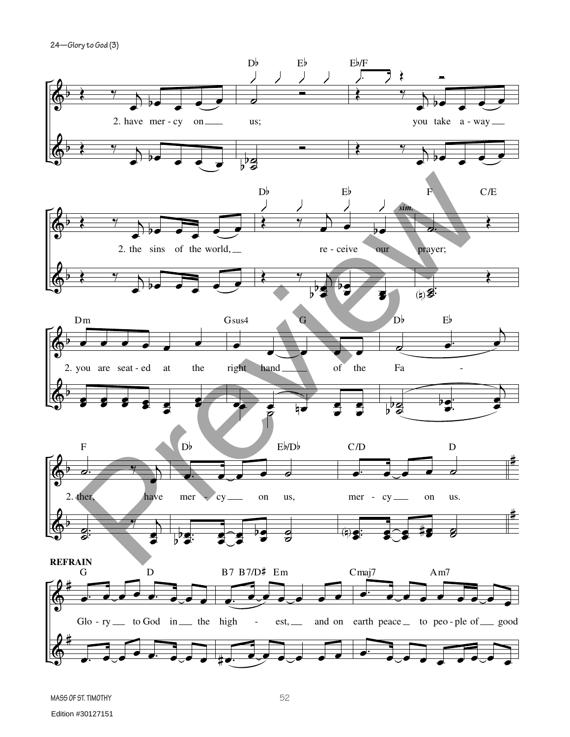2. have mercy on us; you take away

2. the sins of the world, receive our prayer;

2. you are seated at the right hand of the Father,

2. have mercy on us, mercy on us.

**REFRAIN**

Glory to God in the highest, and on earth peace to people of good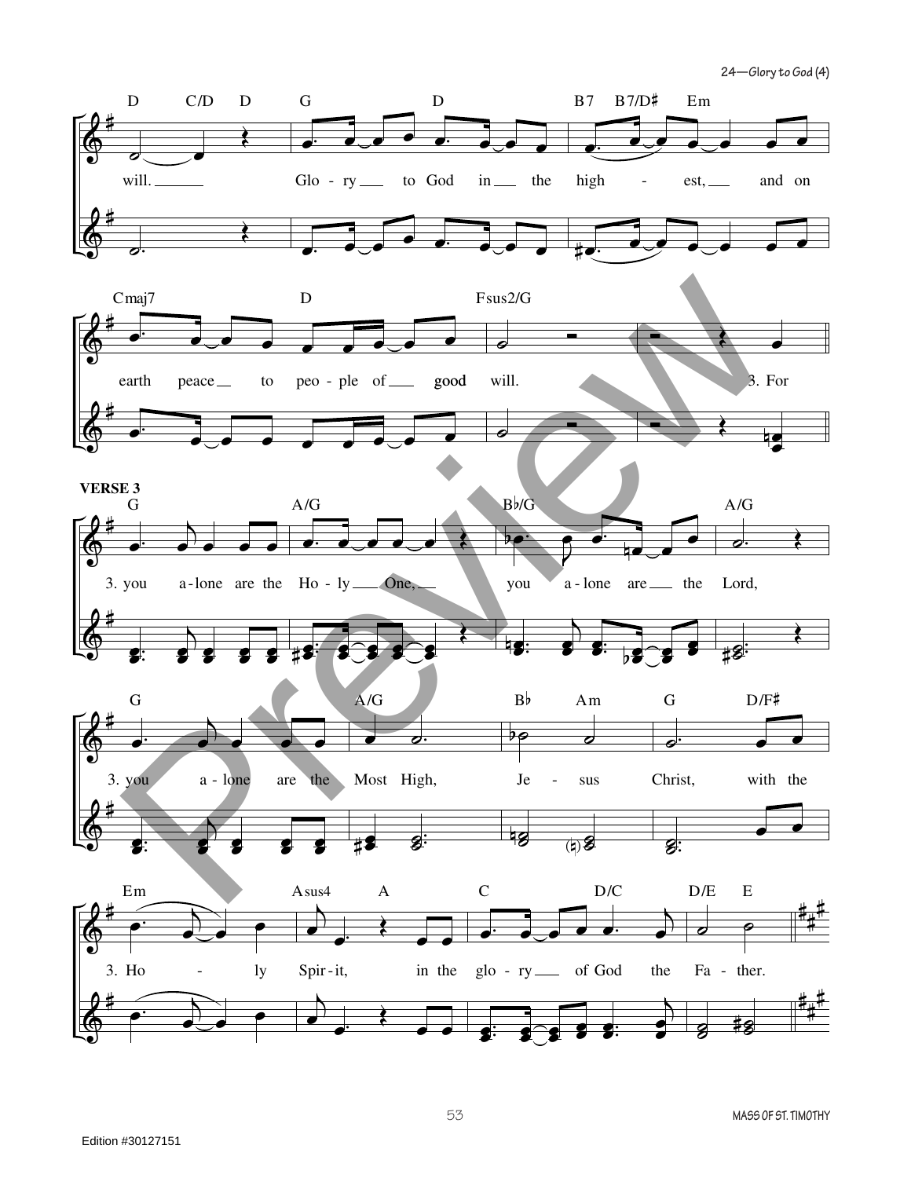VERSE 3

will. Glory to God in the highest, and on earth peace to people of good will. 3. For

3. you alone are the Holy One, you alone are the Lord,

3. you alone are the Most High, Jesus Christ, with the

3. Holy Spirit, in the glory of God the Father.

Edition #30127151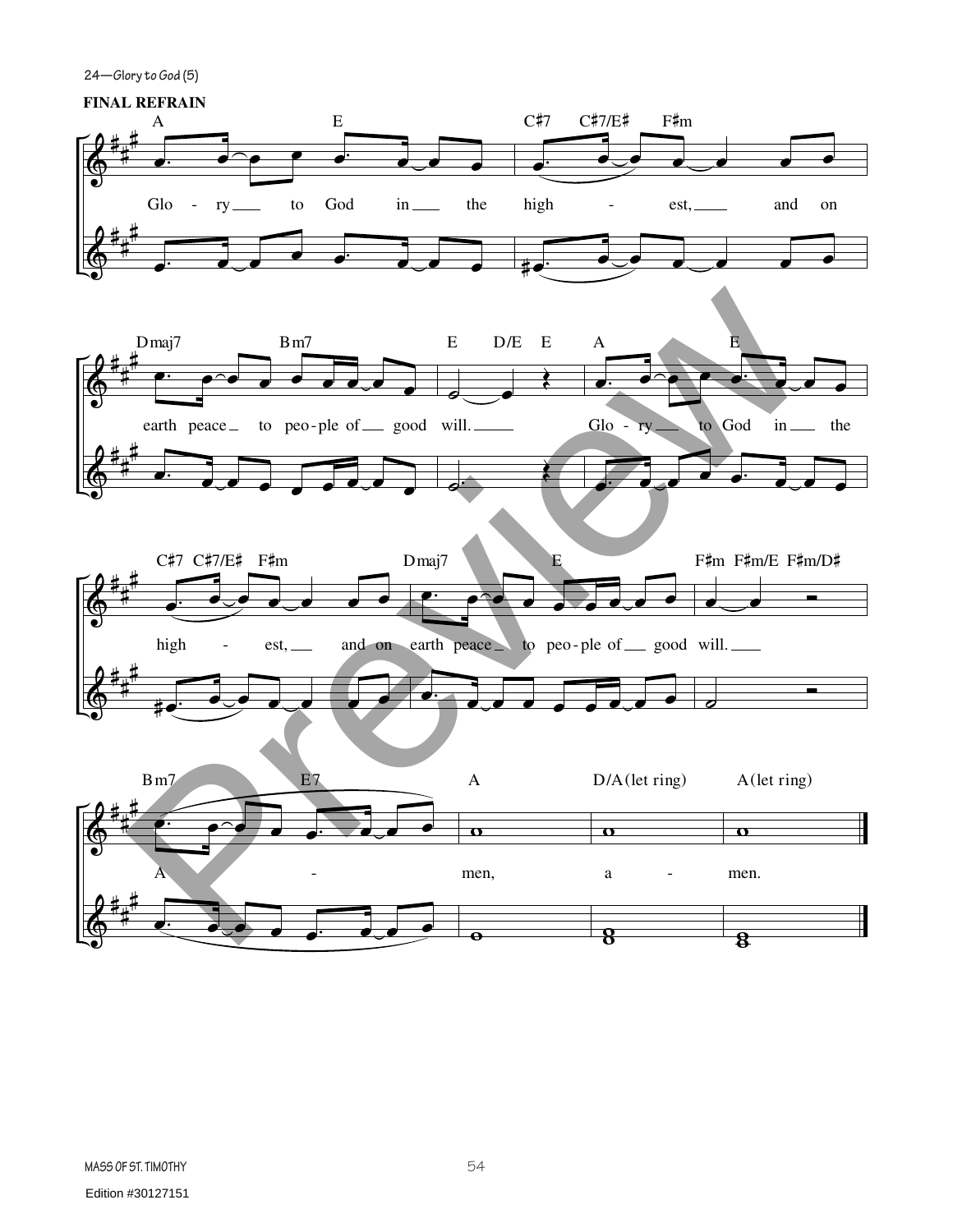24—Glory to God (5)

**FINAL REFRAIN**

A E C♯7 C♯7/E♯ F♯m

Glo - ry to God in the high - est, and on

Dmaj7 Bm7 E D/E E A E

earth peace to peo-ple of good will. Glo - ry to God in the

C♯7 C♯7/E♯ F♯m Dmaj7 E F♯m F♯m/E F♯m/D♯

high - est, and on earth peace to peo-ple of good will.

Bm7 E7 A D/A (let ring) A (let ring)

A - men, a - men.

MASS OF ST. TIMOTHY

Edition #30127151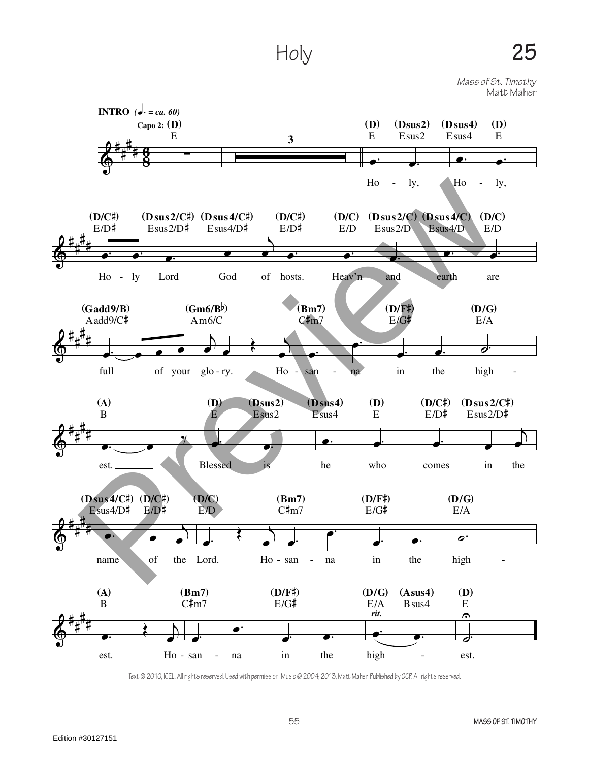# Holy

## 25

*Mass of St. Timothy*
Matt Maher

**INTRO** (♩. = ca. 60)

Capo 2: (D) E

(D) E (Dsus2) Esus2 (Dsus4) Esus4 (D) E

Ho - ly, Ho - ly,

(D/C♯) E/D♯ (Dsus2/C♯) Esus2/D♯ (Dsus4/C♯) Esus4/D♯ (D/C♯) E/D♯ (D/C) E/D (Dsus2/C) Esus2/D (Dsus4/C) Esus4/D (D/C) E/D

Ho - ly Lord God of hosts. Heav'n and earth are

(Gadd9/B) Aadd9/C♯ (Gm6/B♭) Am6/C (Bm7) C♯m7 (D/F♯) E/G♯ (D/G) E/A

full ___ of your glo - ry. Ho - san - na in the high -

(A) B (D) E (Dsus2) Esus2 (Dsus4) Esus4 (D) E (D/C♯) E/D♯ (Dsus2/C♯) Esus2/D♯

est. ___ Blessed is he who comes in the

(Dsus4/C♯) Esus4/D♯ (D/C♯) E/D♯ (D/C) E/D (Bm7) C♯m7 (D/F♯) E/G♯ (D/G) E/A

name of the Lord. Ho - san - na in the high -

(A) B (Bm7) C♯m7 (D/F♯) E/G♯ (D/G) E/A (Asus4) Bsus4 (D) E

*rit.*

est. Ho - san - na in the high - est.

Text © 2010, ICEL. All rights reserved. Used with permission. Music © 2004, 2013, Matt Maher. Published by OCP. All rights reserved.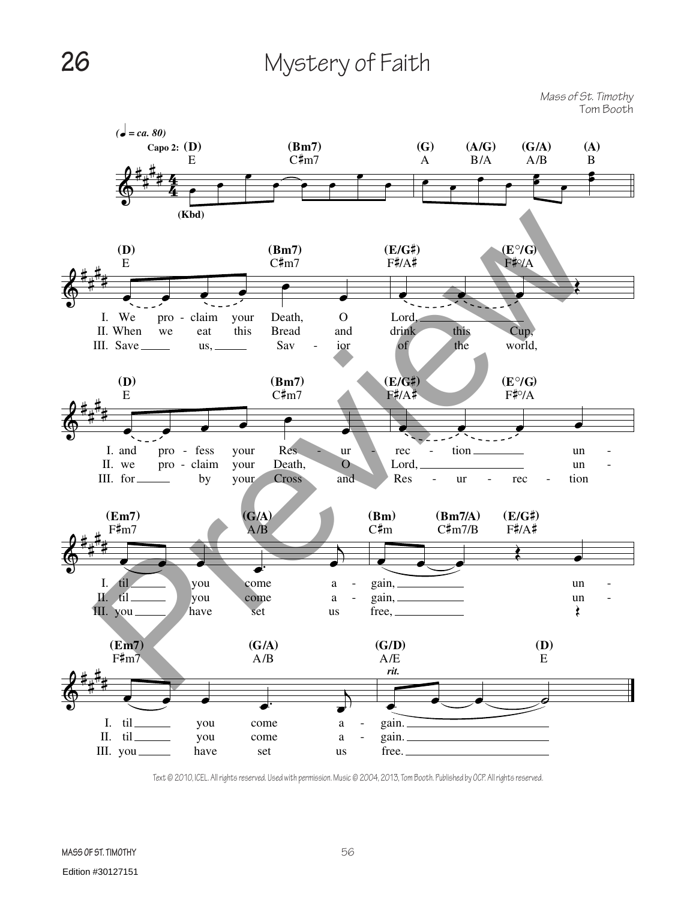# Mystery of Faith

*Mass of St. Timothy*
Tom Booth

(♩ = ca. 80)

Capo 2: (D) E — (Bm7) C♯m7 — (G) A — (A/G) B/A — (G/A) A/B — (A) B

(Kbd)

(D) E — (Bm7) C♯m7 — (E/G♯) F♯/A♯ — (E°/G) F♯°/A

I. We pro - claim your Death, O Lord,
II. When we eat this Bread and drink this Cup,
III. Save us, Sav - ior of the world,

(D) E — (Bm7) C♯m7 — (E/G♯) F♯/A♯ — (E°/G) F♯°/A

I. and pro - fess your Res - ur - rec - tion un -
II. we pro - claim your Death, O Lord, un -
III. for by your Cross and Res - ur - rec - tion

(Em7) F♯m7 — (G/A) A/B — (Bm) C♯m — (Bm7/A) C♯m7/B — (E/G♯) F♯/A♯

I. til you come a - gain, un -
II. til you come a - gain, un -
III. you have set us free,

(Em7) F♯m7 — (G/A) A/B — (G/D) A/E — (D) E

*rit.*

I. til you come a - gain.
II. til you come a - gain.
III. you have set us free.

Text © 2010, ICEL. All rights reserved. Used with permission. Music © 2004, 2013, Tom Booth. Published by OCP. All rights reserved.

Edition #30127151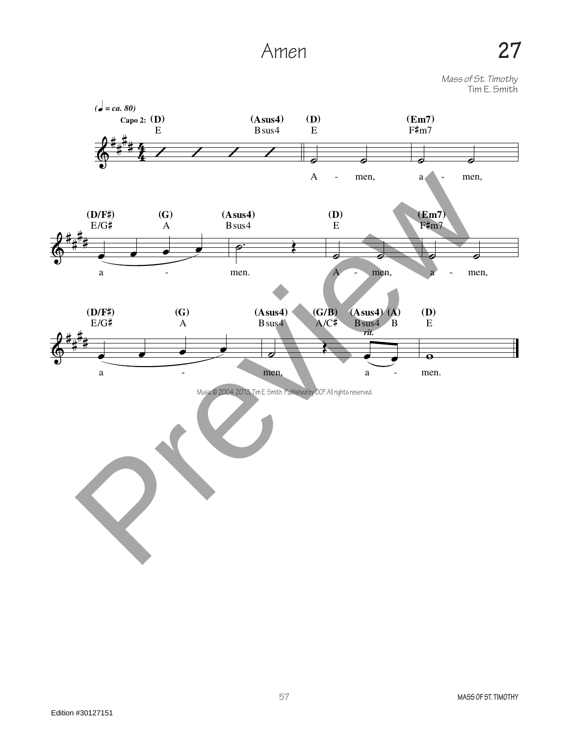# Amen

*Mass of St. Timothy*
Tim E. Smith

Music © 2004, 2013, Tim E. Smith. Published by OCP. All rights reserved.

Edition #30127151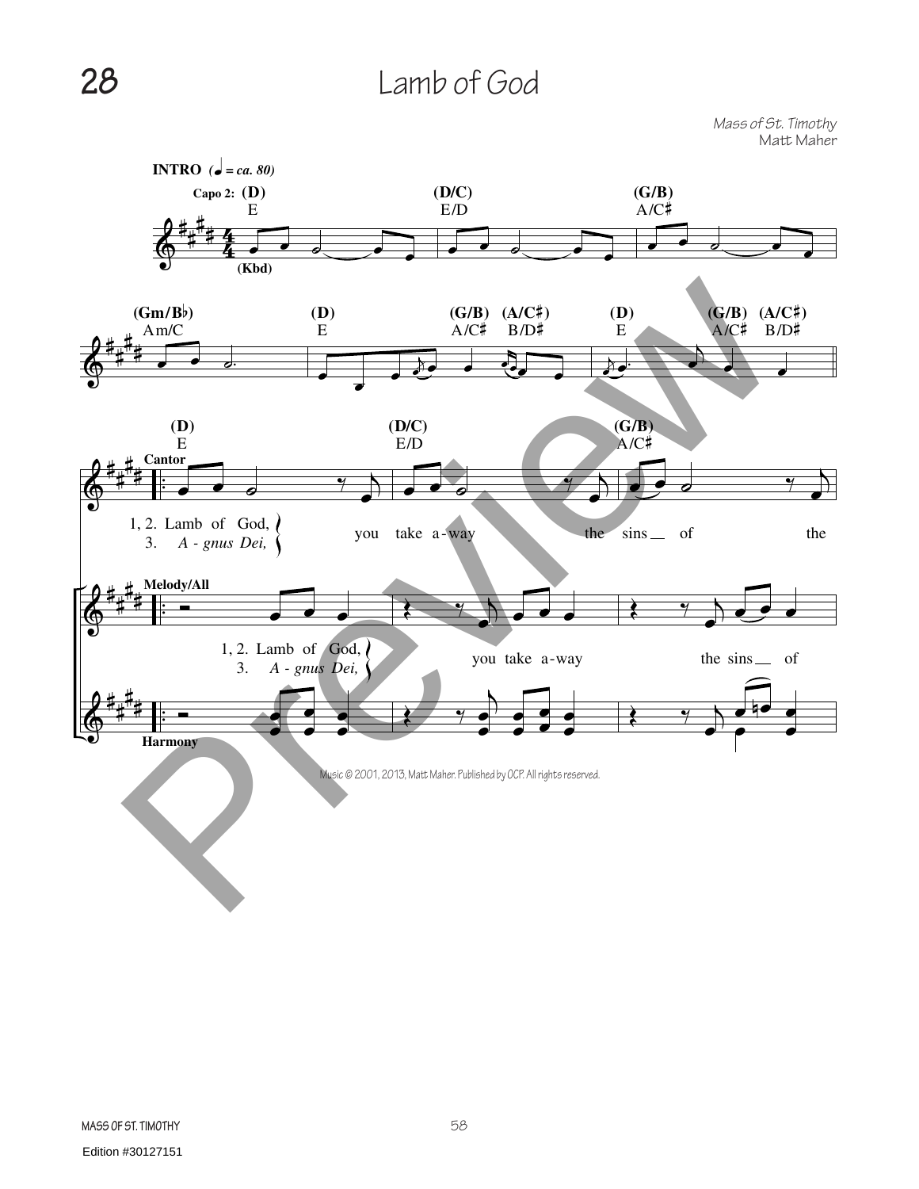# Lamb of God

*Mass of St. Timothy*
Matt Maher

**INTRO** (♩ = ca. 80)

Capo 2: (D) E (D/C) E/D (G/B) A/C♯

(Kbd)

(Gm/B♭) Am/C (D) E (G/B) A/C♯ (A/C♯) B/D♯ (D) E (G/B) A/C♯ (A/C♯) B/D♯

(D) E (D/C) E/D (G/B) A/C♯

Cantor

1, 2. Lamb of God, you take a-way the sins of the
3. *A - gnus Dei,*

Melody/All

1, 2. Lamb of God, you take a-way the sins of
3. *A - gnus Dei,*

Harmony

Music © 2001, 2013, Matt Maher. Published by OCP. All rights reserved.

Edition #30127151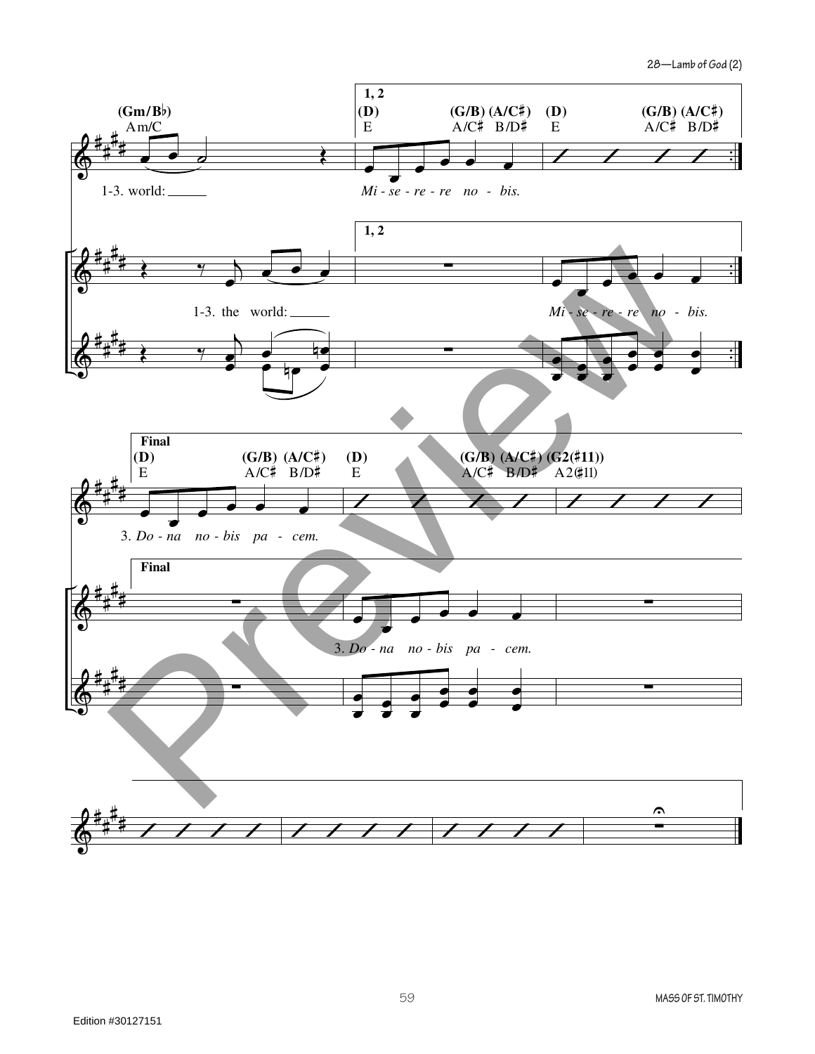(Gm/B♭)
Am/C

1-3. world: ______

1, 2

(D) (G/B) (A/C♯) (D) (G/B) (A/C♯)
E A/C♯ B/D♯ E A/C♯ B/D♯

*Mi - se - re - re no - bis.*

1-3. the world: ______

*Mi - se - re - re no - bis.*

Final

(D) (G/B) (A/C♯) (D) (G/B) (A/C♯) (G2(♯11))
E A/C♯ B/D♯ E A/C♯ B/D♯ A2(♯11)

3. *Do - na no - bis pa - cem.*

3. *Do - na no - bis pa - cem.*

Edition #30127151